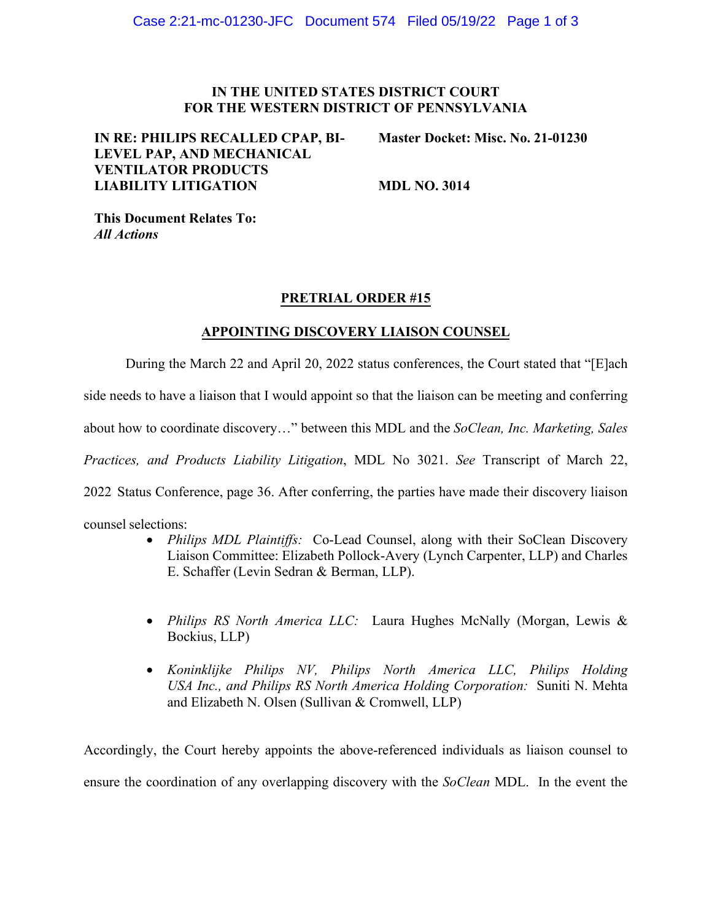**IN THE UNITED STATES DISTRICT COURT**
**FOR THE WESTERN DISTRICT OF PENNSYLVANIA**

| | |
|---|---|
| **IN RE: PHILIPS RECALLED CPAP, BI-LEVEL PAP, AND MECHANICAL VENTILATOR PRODUCTS LIABILITY LITIGATION** | **Master Docket: Misc. No. 21-01230** |
| | **MDL NO. 3014** |

**This Document Relates To:**
***All Actions***

## PRETRIAL ORDER #15

## APPOINTING DISCOVERY LIAISON COUNSEL

During the March 22 and April 20, 2022 status conferences, the Court stated that "[E]ach side needs to have a liaison that I would appoint so that the liaison can be meeting and conferring about how to coordinate discovery…" between this MDL and the *SoClean, Inc. Marketing, Sales Practices, and Products Liability Litigation*, MDL No 3021. *See* Transcript of March 22, 2022 Status Conference, page 36. After conferring, the parties have made their discovery liaison counsel selections:

- *Philips MDL Plaintiffs:* Co-Lead Counsel, along with their SoClean Discovery Liaison Committee: Elizabeth Pollock-Avery (Lynch Carpenter, LLP) and Charles E. Schaffer (Levin Sedran & Berman, LLP).

- *Philips RS North America LLC:* Laura Hughes McNally (Morgan, Lewis & Bockius, LLP)

- *Koninklijke Philips NV, Philips North America LLC, Philips Holding USA Inc., and Philips RS North America Holding Corporation:* Suniti N. Mehta and Elizabeth N. Olsen (Sullivan & Cromwell, LLP)

Accordingly, the Court hereby appoints the above-referenced individuals as liaison counsel to ensure the coordination of any overlapping discovery with the *SoClean* MDL. In the event the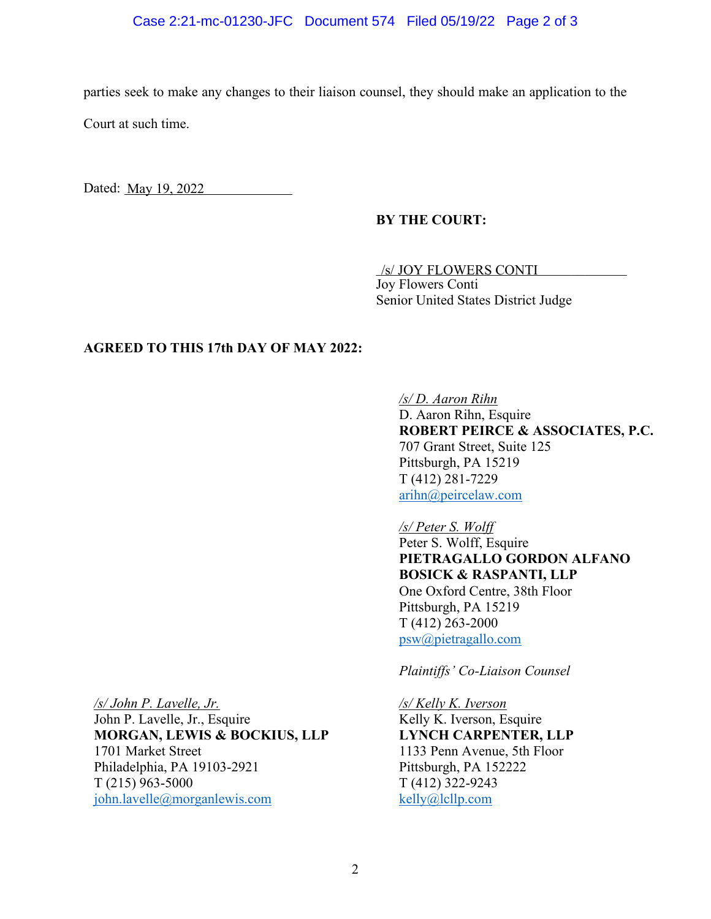parties seek to make any changes to their liaison counsel, they should make an application to the Court at such time.

Dated: May 19, 2022

**BY THE COURT:**

/s/ JOY FLOWERS CONTI
Joy Flowers Conti
Senior United States District Judge

**AGREED TO THIS 17th DAY OF MAY 2022:**

*/s/ D. Aaron Rihn*
D. Aaron Rihn, Esquire
**ROBERT PEIRCE & ASSOCIATES, P.C.**
707 Grant Street, Suite 125
Pittsburgh, PA 15219
T (412) 281-7229
arihn@peircelaw.com

*/s/ Peter S. Wolff*
Peter S. Wolff, Esquire
**PIETRAGALLO GORDON ALFANO BOSICK & RASPANTI, LLP**
One Oxford Centre, 38th Floor
Pittsburgh, PA 15219
T (412) 263-2000
psw@pietragallo.com

*Plaintiffs' Co-Liaison Counsel*

*/s/ John P. Lavelle, Jr.*
John P. Lavelle, Jr., Esquire
**MORGAN, LEWIS & BOCKIUS, LLP**
1701 Market Street
Philadelphia, PA 19103-2921
T (215) 963-5000
john.lavelle@morganlewis.com

*/s/ Kelly K. Iverson*
Kelly K. Iverson, Esquire
**LYNCH CARPENTER, LLP**
1133 Penn Avenue, 5th Floor
Pittsburgh, PA 152222
T (412) 322-9243
kelly@lcllp.com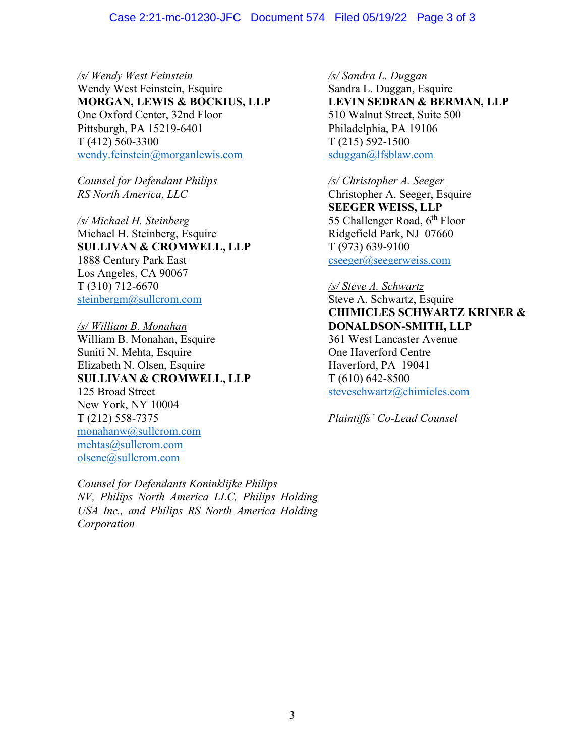*/s/ Wendy West Feinstein*
Wendy West Feinstein, Esquire
**MORGAN, LEWIS & BOCKIUS, LLP**
One Oxford Center, 32nd Floor
Pittsburgh, PA 15219-6401
T (412) 560-3300
wendy.feinstein@morganlewis.com

*Counsel for Defendant Philips RS North America, LLC*

*/s/ Michael H. Steinberg*
Michael H. Steinberg, Esquire
**SULLIVAN & CROMWELL, LLP**
1888 Century Park East
Los Angeles, CA 90067
T (310) 712-6670
steinbergm@sullcrom.com

*/s/ William B. Monahan*
William B. Monahan, Esquire
Suniti N. Mehta, Esquire
Elizabeth N. Olsen, Esquire
**SULLIVAN & CROMWELL, LLP**
125 Broad Street
New York, NY 10004
T (212) 558-7375
monahanw@sullcrom.com
mehtas@sullcrom.com
olsene@sullcrom.com

*Counsel for Defendants Koninklijke Philips NV, Philips North America LLC, Philips Holding USA Inc., and Philips RS North America Holding Corporation*

*/s/ Sandra L. Duggan*
Sandra L. Duggan, Esquire
**LEVIN SEDRAN & BERMAN, LLP**
510 Walnut Street, Suite 500
Philadelphia, PA 19106
T (215) 592-1500
sduggan@lfsblaw.com

*/s/ Christopher A. Seeger*
Christopher A. Seeger, Esquire
**SEEGER WEISS, LLP**
55 Challenger Road, 6th Floor
Ridgefield Park, NJ 07660
T (973) 639-9100
cseeger@seegerweiss.com

*/s/ Steve A. Schwartz*
Steve A. Schwartz, Esquire
**CHIMICLES SCHWARTZ KRINER & DONALDSON-SMITH, LLP**
361 West Lancaster Avenue
One Haverford Centre
Haverford, PA 19041
T (610) 642-8500
steveschwartz@chimicles.com

*Plaintiffs' Co-Lead Counsel*